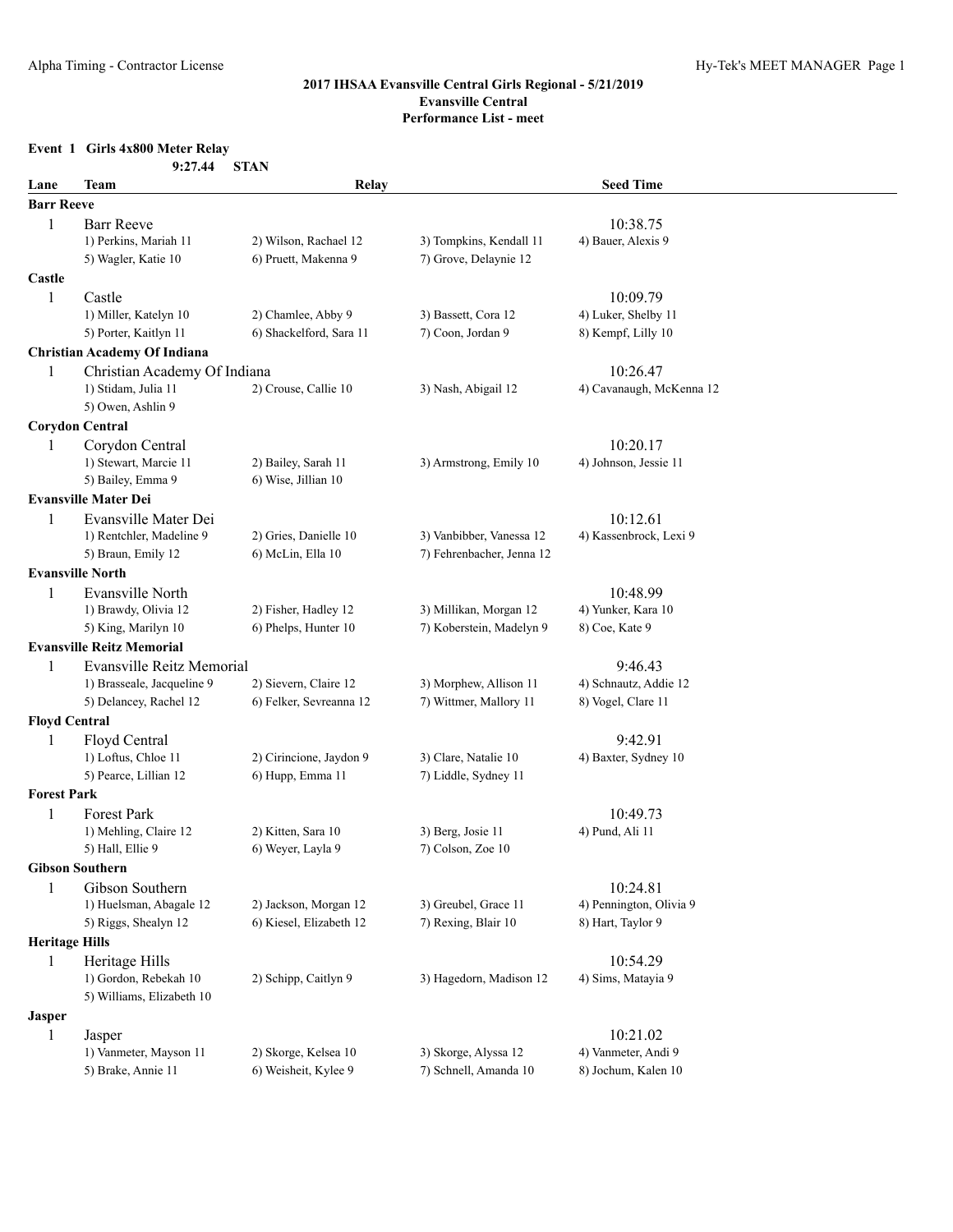## 2017 IHSAA Evansville Central Girls Regional - 5/21/2019
### Evansville Central
### Performance List - meet

**Event 1 Girls 4x800 Meter Relay**

9:27.44 STAN

| Lane | Team | Relay | | Seed Time |
|---|---|---|---|---|
| **Barr Reeve** | | | | |
| 1 | Barr Reeve | | | 10:38.75 |
| | 1) Perkins, Mariah 11 | 2) Wilson, Rachael 12 | 3) Tompkins, Kendall 11 | 4) Bauer, Alexis 9 |
| | 5) Wagler, Katie 10 | 6) Pruett, Makenna 9 | 7) Grove, Delaynie 12 | |
| **Castle** | | | | |
| 1 | Castle | | | 10:09.79 |
| | 1) Miller, Katelyn 10 | 2) Chamlee, Abby 9 | 3) Bassett, Cora 12 | 4) Luker, Shelby 11 |
| | 5) Porter, Kaitlyn 11 | 6) Shackelford, Sara 11 | 7) Coon, Jordan 9 | 8) Kempf, Lilly 10 |
| **Christian Academy Of Indiana** | | | | |
| 1 | Christian Academy Of Indiana | | | 10:26.47 |
| | 1) Stidam, Julia 11 | 2) Crouse, Callie 10 | 3) Nash, Abigail 12 | 4) Cavanaugh, McKenna 12 |
| | 5) Owen, Ashlin 9 | | | |
| **Corydon Central** | | | | |
| 1 | Corydon Central | | | 10:20.17 |
| | 1) Stewart, Marcie 11 | 2) Bailey, Sarah 11 | 3) Armstrong, Emily 10 | 4) Johnson, Jessie 11 |
| | 5) Bailey, Emma 9 | 6) Wise, Jillian 10 | | |
| **Evansville Mater Dei** | | | | |
| 1 | Evansville Mater Dei | | | 10:12.61 |
| | 1) Rentchler, Madeline 9 | 2) Gries, Danielle 10 | 3) Vanbibber, Vanessa 12 | 4) Kassenbrock, Lexi 9 |
| | 5) Braun, Emily 12 | 6) McLin, Ella 10 | 7) Fehrenbacher, Jenna 12 | |
| **Evansville North** | | | | |
| 1 | Evansville North | | | 10:48.99 |
| | 1) Brawdy, Olivia 12 | 2) Fisher, Hadley 12 | 3) Millikan, Morgan 12 | 4) Yunker, Kara 10 |
| | 5) King, Marilyn 10 | 6) Phelps, Hunter 10 | 7) Koberstein, Madelyn 9 | 8) Coe, Kate 9 |
| **Evansville Reitz Memorial** | | | | |
| 1 | Evansville Reitz Memorial | | | 9:46.43 |
| | 1) Brasseale, Jacqueline 9 | 2) Sievern, Claire 12 | 3) Morphew, Allison 11 | 4) Schnautz, Addie 12 |
| | 5) Delancey, Rachel 12 | 6) Felker, Sevreanna 12 | 7) Wittmer, Mallory 11 | 8) Vogel, Clare 11 |
| **Floyd Central** | | | | |
| 1 | Floyd Central | | | 9:42.91 |
| | 1) Loftus, Chloe 11 | 2) Cirincione, Jaydon 9 | 3) Clare, Natalie 10 | 4) Baxter, Sydney 10 |
| | 5) Pearce, Lillian 12 | 6) Hupp, Emma 11 | 7) Liddle, Sydney 11 | |
| **Forest Park** | | | | |
| 1 | Forest Park | | | 10:49.73 |
| | 1) Mehling, Claire 12 | 2) Kitten, Sara 10 | 3) Berg, Josie 11 | 4) Pund, Ali 11 |
| | 5) Hall, Ellie 9 | 6) Weyer, Layla 9 | 7) Colson, Zoe 10 | |
| **Gibson Southern** | | | | |
| 1 | Gibson Southern | | | 10:24.81 |
| | 1) Huelsman, Abagale 12 | 2) Jackson, Morgan 12 | 3) Greubel, Grace 11 | 4) Pennington, Olivia 9 |
| | 5) Riggs, Shealyn 12 | 6) Kiesel, Elizabeth 12 | 7) Rexing, Blair 10 | 8) Hart, Taylor 9 |
| **Heritage Hills** | | | | |
| 1 | Heritage Hills | | | 10:54.29 |
| | 1) Gordon, Rebekah 10 | 2) Schipp, Caitlyn 9 | 3) Hagedorn, Madison 12 | 4) Sims, Matayia 9 |
| | 5) Williams, Elizabeth 10 | | | |
| **Jasper** | | | | |
| 1 | Jasper | | | 10:21.02 |
| | 1) Vanmeter, Mayson 11 | 2) Skorge, Kelsea 10 | 3) Skorge, Alyssa 12 | 4) Vanmeter, Andi 9 |
| | 5) Brake, Annie 11 | 6) Weisheit, Kylee 9 | 7) Schnell, Amanda 10 | 8) Jochum, Kalen 10 |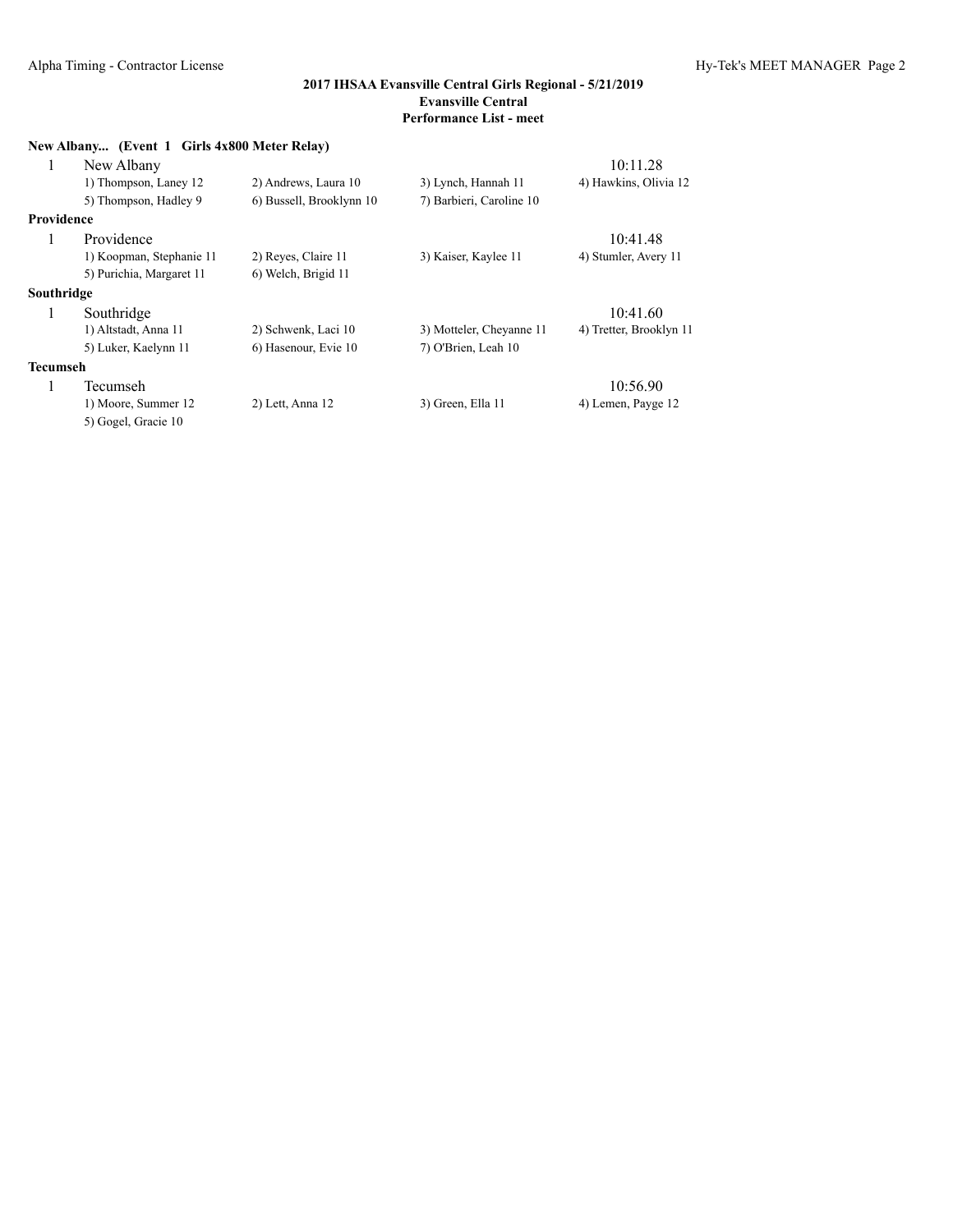**2017 IHSAA Evansville Central Girls Regional - 5/21/2019**
**Evansville Central**
**Performance List - meet**

**New Albany... (Event 1 Girls 4x800 Meter Relay)**

1 New Albany 10:11.28
1) Thompson, Laney 12 2) Andrews, Laura 10 3) Lynch, Hannah 11 4) Hawkins, Olivia 12
5) Thompson, Hadley 9 6) Bussell, Brooklynn 10 7) Barbieri, Caroline 10

**Providence**

1 Providence 10:41.48
1) Koopman, Stephanie 11 2) Reyes, Claire 11 3) Kaiser, Kaylee 11 4) Stumler, Avery 11
5) Purichia, Margaret 11 6) Welch, Brigid 11

**Southridge**

1 Southridge 10:41.60
1) Altstadt, Anna 11 2) Schwenk, Laci 10 3) Motteler, Cheyanne 11 4) Tretter, Brooklyn 11
5) Luker, Kaelynn 11 6) Hasenour, Evie 10 7) O'Brien, Leah 10

**Tecumseh**

1 Tecumseh 10:56.90
1) Moore, Summer 12 2) Lett, Anna 12 3) Green, Ella 11 4) Lemen, Payge 12
5) Gogel, Gracie 10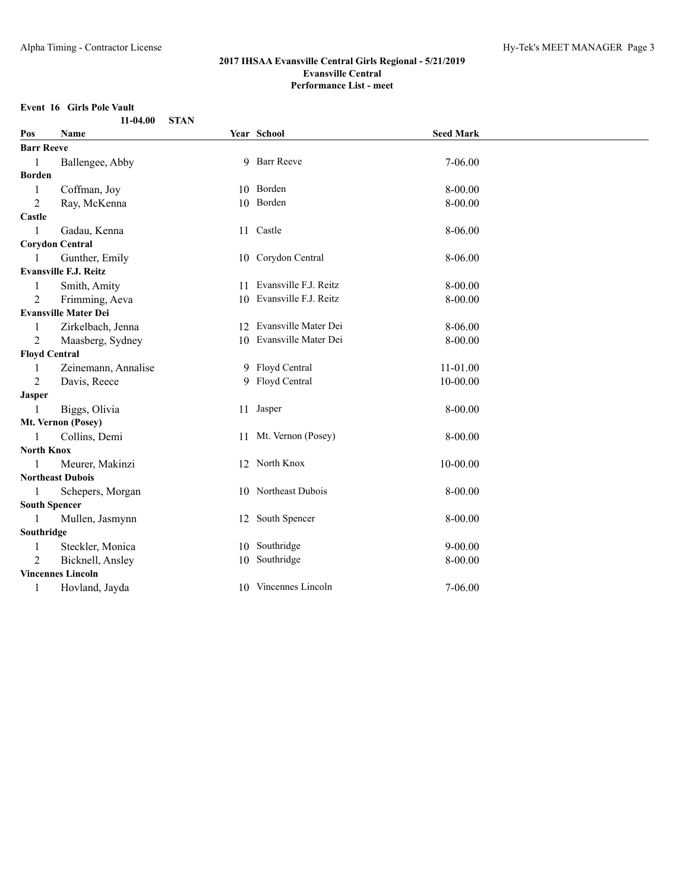## 2017 IHSAA Evansville Central Girls Regional - 5/21/2019
### Evansville Central
### Performance List - meet

**Event 16 Girls Pole Vault**

11-04.00 STAN

| Pos | Name | Year | School | Seed Mark |
|---|---|---|---|---|
| **Barr Reeve** | | | | |
| 1 | Ballengee, Abby | 9 | Barr Reeve | 7-06.00 |
| **Borden** | | | | |
| 1 | Coffman, Joy | 10 | Borden | 8-00.00 |
| 2 | Ray, McKenna | 10 | Borden | 8-00.00 |
| **Castle** | | | | |
| 1 | Gadau, Kenna | 11 | Castle | 8-06.00 |
| **Corydon Central** | | | | |
| 1 | Gunther, Emily | 10 | Corydon Central | 8-06.00 |
| **Evansville F.J. Reitz** | | | | |
| 1 | Smith, Amity | 11 | Evansville F.J. Reitz | 8-00.00 |
| 2 | Frimming, Aeva | 10 | Evansville F.J. Reitz | 8-00.00 |
| **Evansville Mater Dei** | | | | |
| 1 | Zirkelbach, Jenna | 12 | Evansville Mater Dei | 8-06.00 |
| 2 | Maasberg, Sydney | 10 | Evansville Mater Dei | 8-00.00 |
| **Floyd Central** | | | | |
| 1 | Zeinemann, Annalise | 9 | Floyd Central | 11-01.00 |
| 2 | Davis, Reece | 9 | Floyd Central | 10-00.00 |
| **Jasper** | | | | |
| 1 | Biggs, Olivia | 11 | Jasper | 8-00.00 |
| **Mt. Vernon (Posey)** | | | | |
| 1 | Collins, Demi | 11 | Mt. Vernon (Posey) | 8-00.00 |
| **North Knox** | | | | |
| 1 | Meurer, Makinzi | 12 | North Knox | 10-00.00 |
| **Northeast Dubois** | | | | |
| 1 | Schepers, Morgan | 10 | Northeast Dubois | 8-00.00 |
| **South Spencer** | | | | |
| 1 | Mullen, Jasmynn | 12 | South Spencer | 8-00.00 |
| **Southridge** | | | | |
| 1 | Steckler, Monica | 10 | Southridge | 9-00.00 |
| 2 | Bicknell, Ansley | 10 | Southridge | 8-00.00 |
| **Vincennes Lincoln** | | | | |
| 1 | Hovland, Jayda | 10 | Vincennes Lincoln | 7-06.00 |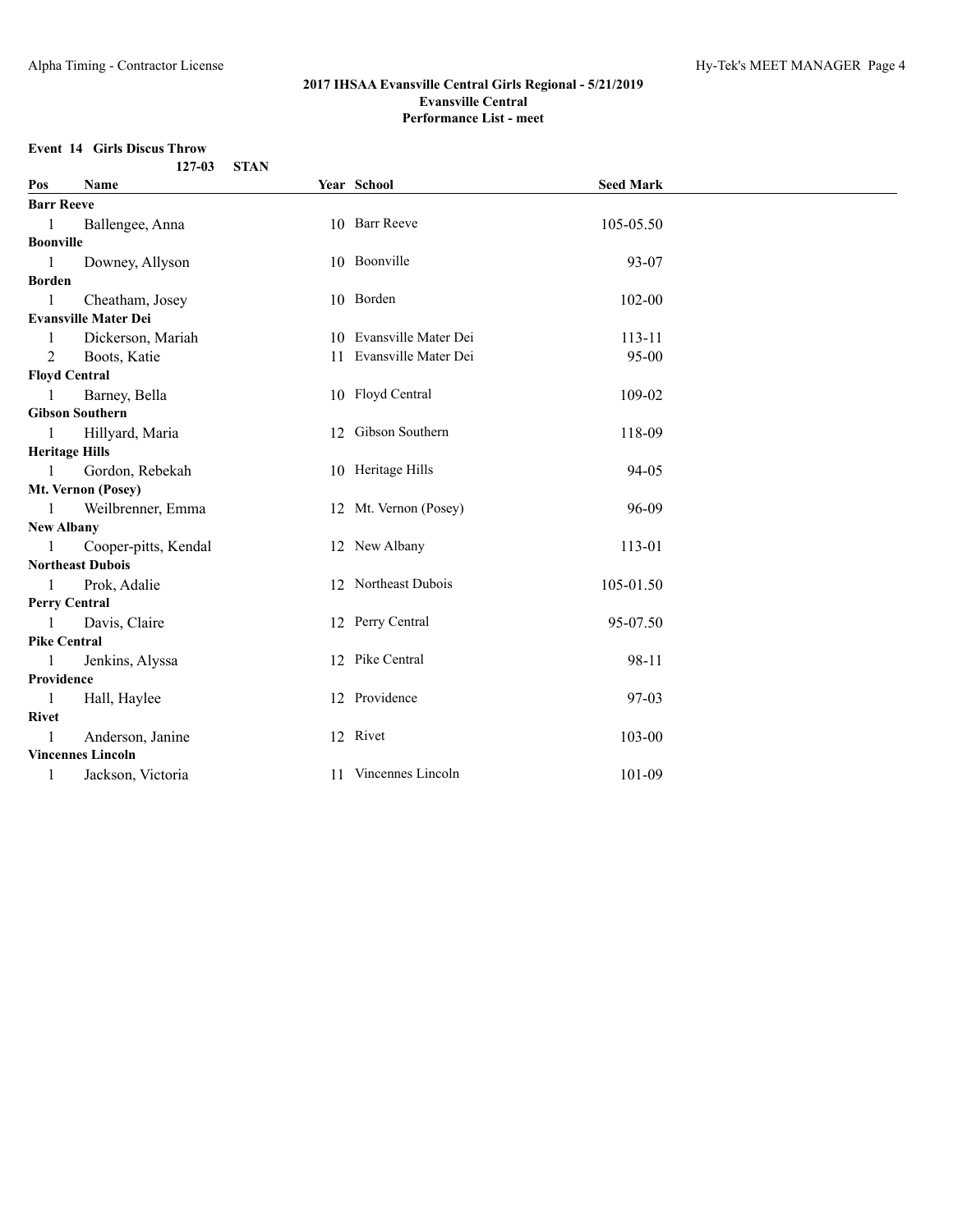## 2017 IHSAA Evansville Central Girls Regional - 5/21/2019
### Evansville Central
### Performance List - meet

**Event 14 Girls Discus Throw**

**127-03 STAN**

| Pos | Name | Year | School | Seed Mark |
|---|---|---|---|---|
| **Barr Reeve** | | | | |
| 1 | Ballengee, Anna | 10 | Barr Reeve | 105-05.50 |
| **Boonville** | | | | |
| 1 | Downey, Allyson | 10 | Boonville | 93-07 |
| **Borden** | | | | |
| 1 | Cheatham, Josey | 10 | Borden | 102-00 |
| **Evansville Mater Dei** | | | | |
| 1 | Dickerson, Mariah | 10 | Evansville Mater Dei | 113-11 |
| 2 | Boots, Katie | 11 | Evansville Mater Dei | 95-00 |
| **Floyd Central** | | | | |
| 1 | Barney, Bella | 10 | Floyd Central | 109-02 |
| **Gibson Southern** | | | | |
| 1 | Hillyard, Maria | 12 | Gibson Southern | 118-09 |
| **Heritage Hills** | | | | |
| 1 | Gordon, Rebekah | 10 | Heritage Hills | 94-05 |
| **Mt. Vernon (Posey)** | | | | |
| 1 | Weilbrenner, Emma | 12 | Mt. Vernon (Posey) | 96-09 |
| **New Albany** | | | | |
| 1 | Cooper-pitts, Kendal | 12 | New Albany | 113-01 |
| **Northeast Dubois** | | | | |
| 1 | Prok, Adalie | 12 | Northeast Dubois | 105-01.50 |
| **Perry Central** | | | | |
| 1 | Davis, Claire | 12 | Perry Central | 95-07.50 |
| **Pike Central** | | | | |
| 1 | Jenkins, Alyssa | 12 | Pike Central | 98-11 |
| **Providence** | | | | |
| 1 | Hall, Haylee | 12 | Providence | 97-03 |
| **Rivet** | | | | |
| 1 | Anderson, Janine | 12 | Rivet | 103-00 |
| **Vincennes Lincoln** | | | | |
| 1 | Jackson, Victoria | 11 | Vincennes Lincoln | 101-09 |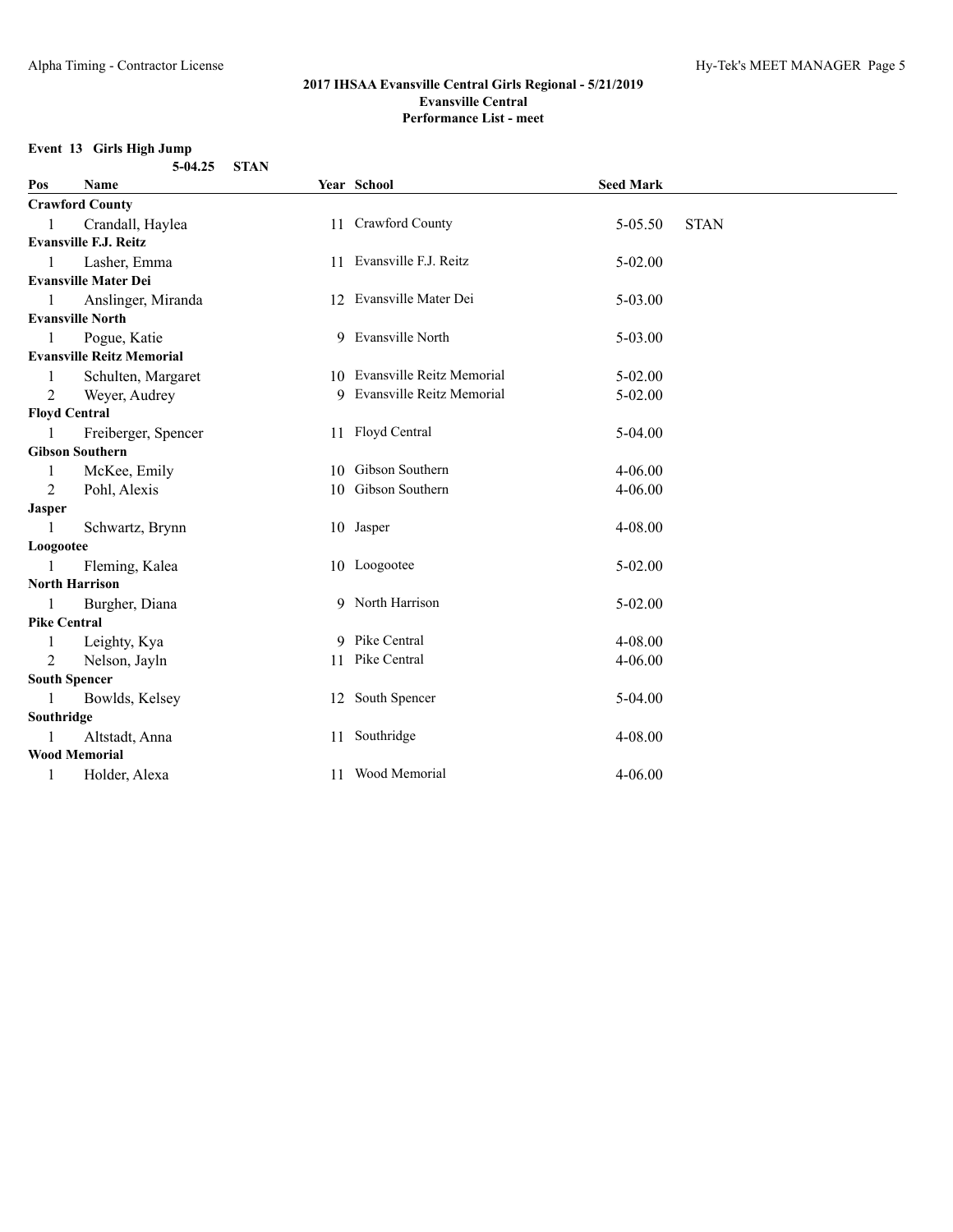## 2017 IHSAA Evansville Central Girls Regional - 5/21/2019
### Evansville Central
### Performance List - meet

**Event 13 Girls High Jump**

**5-04.25 STAN**

| Pos | Name | Year | School | Seed Mark | |
|---|---|---|---|---|---|
| **Crawford County** | | | | | |
| 1 | Crandall, Haylea | 11 | Crawford County | 5-05.50 | STAN |
| **Evansville F.J. Reitz** | | | | | |
| 1 | Lasher, Emma | 11 | Evansville F.J. Reitz | 5-02.00 | |
| **Evansville Mater Dei** | | | | | |
| 1 | Anslinger, Miranda | 12 | Evansville Mater Dei | 5-03.00 | |
| **Evansville North** | | | | | |
| 1 | Pogue, Katie | 9 | Evansville North | 5-03.00 | |
| **Evansville Reitz Memorial** | | | | | |
| 1 | Schulten, Margaret | 10 | Evansville Reitz Memorial | 5-02.00 | |
| 2 | Weyer, Audrey | 9 | Evansville Reitz Memorial | 5-02.00 | |
| **Floyd Central** | | | | | |
| 1 | Freiberger, Spencer | 11 | Floyd Central | 5-04.00 | |
| **Gibson Southern** | | | | | |
| 1 | McKee, Emily | 10 | Gibson Southern | 4-06.00 | |
| 2 | Pohl, Alexis | 10 | Gibson Southern | 4-06.00 | |
| **Jasper** | | | | | |
| 1 | Schwartz, Brynn | 10 | Jasper | 4-08.00 | |
| **Loogootee** | | | | | |
| 1 | Fleming, Kalea | 10 | Loogootee | 5-02.00 | |
| **North Harrison** | | | | | |
| 1 | Burgher, Diana | 9 | North Harrison | 5-02.00 | |
| **Pike Central** | | | | | |
| 1 | Leighty, Kya | 9 | Pike Central | 4-08.00 | |
| 2 | Nelson, Jayln | 11 | Pike Central | 4-06.00 | |
| **South Spencer** | | | | | |
| 1 | Bowlds, Kelsey | 12 | South Spencer | 5-04.00 | |
| **Southridge** | | | | | |
| 1 | Altstadt, Anna | 11 | Southridge | 4-08.00 | |
| **Wood Memorial** | | | | | |
| 1 | Holder, Alexa | 11 | Wood Memorial | 4-06.00 | |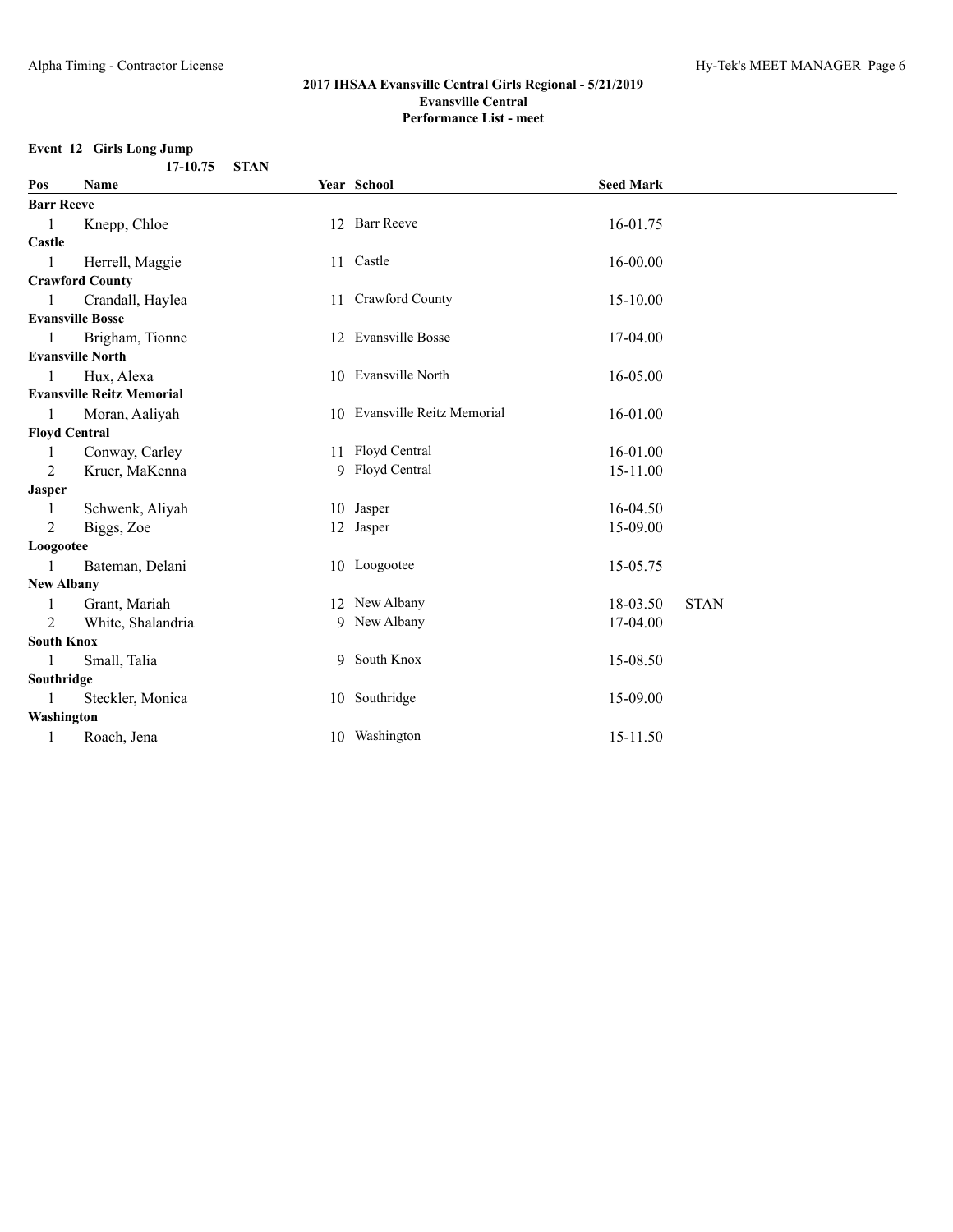## 2017 IHSAA Evansville Central Girls Regional - 5/21/2019
### Evansville Central
### Performance List - meet

**Event 12 Girls Long Jump**

**17-10.75 STAN**

| Pos | Name | Year | School | Seed Mark | |
|---|---|---|---|---|---|
| **Barr Reeve** | | | | | |
| 1 | Knepp, Chloe | 12 | Barr Reeve | 16-01.75 | |
| **Castle** | | | | | |
| 1 | Herrell, Maggie | 11 | Castle | 16-00.00 | |
| **Crawford County** | | | | | |
| 1 | Crandall, Haylea | 11 | Crawford County | 15-10.00 | |
| **Evansville Bosse** | | | | | |
| 1 | Brigham, Tionne | 12 | Evansville Bosse | 17-04.00 | |
| **Evansville North** | | | | | |
| 1 | Hux, Alexa | 10 | Evansville North | 16-05.00 | |
| **Evansville Reitz Memorial** | | | | | |
| 1 | Moran, Aaliyah | 10 | Evansville Reitz Memorial | 16-01.00 | |
| **Floyd Central** | | | | | |
| 1 | Conway, Carley | 11 | Floyd Central | 16-01.00 | |
| 2 | Kruer, MaKenna | 9 | Floyd Central | 15-11.00 | |
| **Jasper** | | | | | |
| 1 | Schwenk, Aliyah | 10 | Jasper | 16-04.50 | |
| 2 | Biggs, Zoe | 12 | Jasper | 15-09.00 | |
| **Loogootee** | | | | | |
| 1 | Bateman, Delani | 10 | Loogootee | 15-05.75 | |
| **New Albany** | | | | | |
| 1 | Grant, Mariah | 12 | New Albany | 18-03.50 | STAN |
| 2 | White, Shalandria | 9 | New Albany | 17-04.00 | |
| **South Knox** | | | | | |
| 1 | Small, Talia | 9 | South Knox | 15-08.50 | |
| **Southridge** | | | | | |
| 1 | Steckler, Monica | 10 | Southridge | 15-09.00 | |
| **Washington** | | | | | |
| 1 | Roach, Jena | 10 | Washington | 15-11.50 | |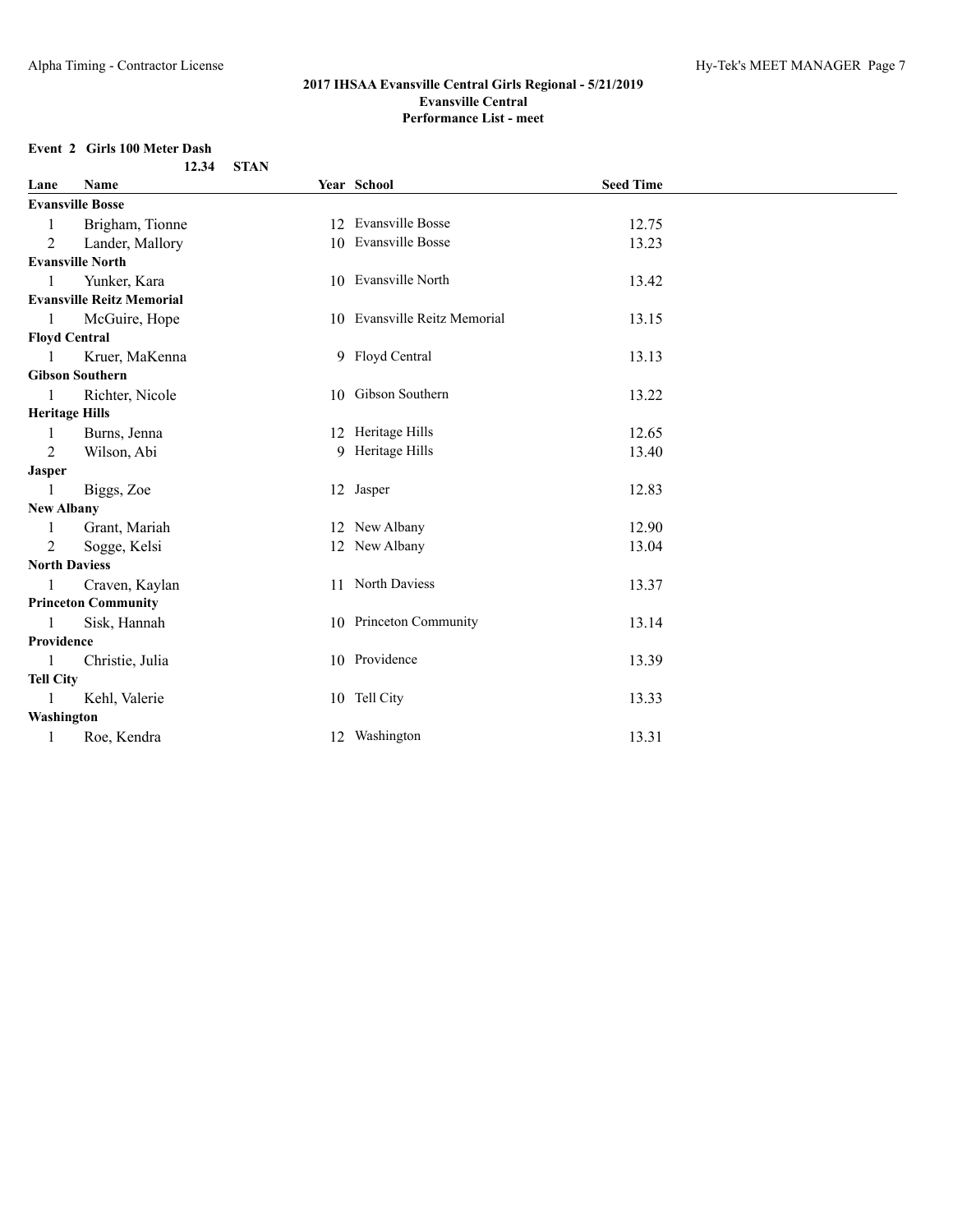**2017 IHSAA Evansville Central Girls Regional - 5/21/2019**
**Evansville Central**
**Performance List - meet**

**Event 2 Girls 100 Meter Dash**

12.34 STAN

| Lane | Name | Year | School | Seed Time |
|---|---|---|---|---|
| **Evansville Bosse** | | | | |
| 1 | Brigham, Tionne | 12 | Evansville Bosse | 12.75 |
| 2 | Lander, Mallory | 10 | Evansville Bosse | 13.23 |
| **Evansville North** | | | | |
| 1 | Yunker, Kara | 10 | Evansville North | 13.42 |
| **Evansville Reitz Memorial** | | | | |
| 1 | McGuire, Hope | 10 | Evansville Reitz Memorial | 13.15 |
| **Floyd Central** | | | | |
| 1 | Kruer, MaKenna | 9 | Floyd Central | 13.13 |
| **Gibson Southern** | | | | |
| 1 | Richter, Nicole | 10 | Gibson Southern | 13.22 |
| **Heritage Hills** | | | | |
| 1 | Burns, Jenna | 12 | Heritage Hills | 12.65 |
| 2 | Wilson, Abi | 9 | Heritage Hills | 13.40 |
| **Jasper** | | | | |
| 1 | Biggs, Zoe | 12 | Jasper | 12.83 |
| **New Albany** | | | | |
| 1 | Grant, Mariah | 12 | New Albany | 12.90 |
| 2 | Sogge, Kelsi | 12 | New Albany | 13.04 |
| **North Daviess** | | | | |
| 1 | Craven, Kaylan | 11 | North Daviess | 13.37 |
| **Princeton Community** | | | | |
| 1 | Sisk, Hannah | 10 | Princeton Community | 13.14 |
| **Providence** | | | | |
| 1 | Christie, Julia | 10 | Providence | 13.39 |
| **Tell City** | | | | |
| 1 | Kehl, Valerie | 10 | Tell City | 13.33 |
| **Washington** | | | | |
| 1 | Roe, Kendra | 12 | Washington | 13.31 |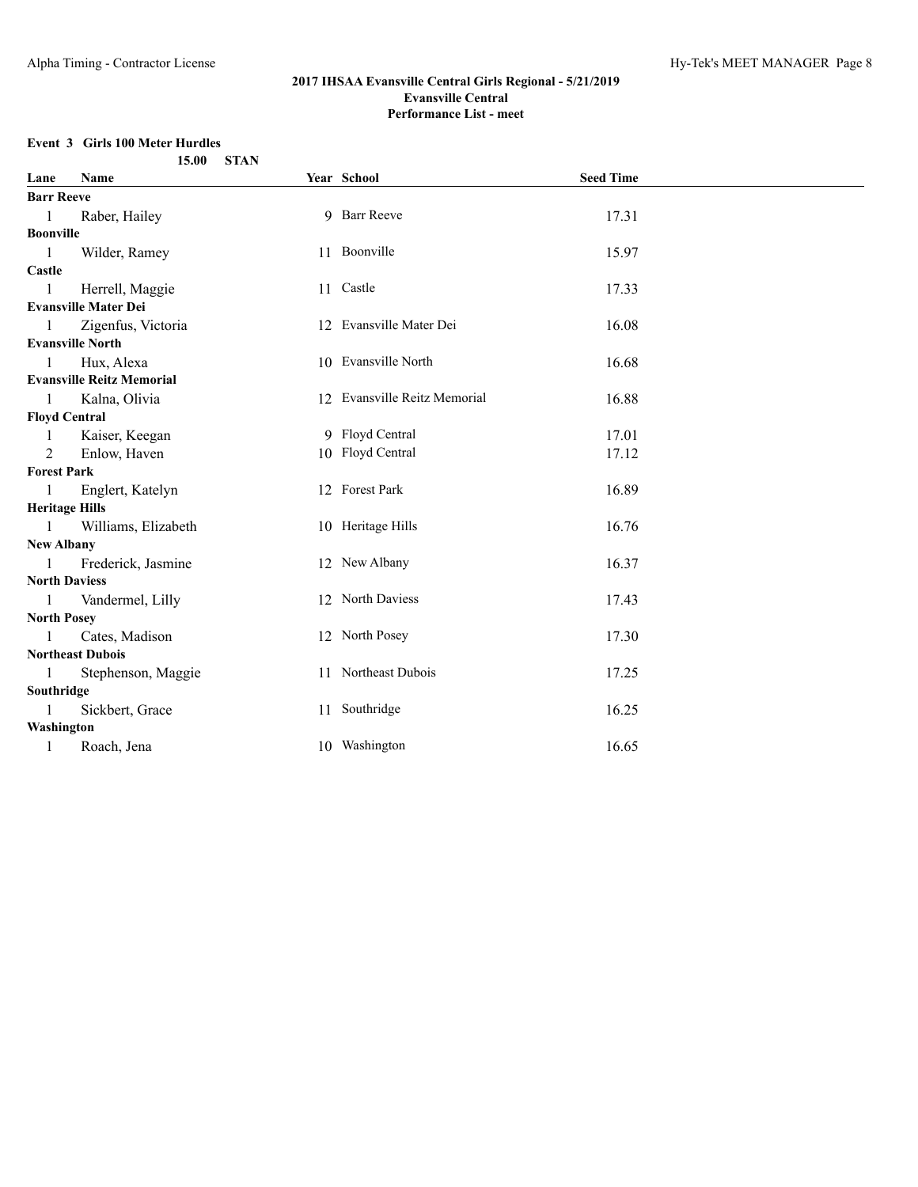## 2017 IHSAA Evansville Central Girls Regional - 5/21/2019
### Evansville Central
### Performance List - meet

**Event 3 Girls 100 Meter Hurdles**

15.00 STAN

| Lane | Name | Year | School | Seed Time |
|---|---|---|---|---|
| **Barr Reeve** | | | | |
| 1 | Raber, Hailey | 9 | Barr Reeve | 17.31 |
| **Boonville** | | | | |
| 1 | Wilder, Ramey | 11 | Boonville | 15.97 |
| **Castle** | | | | |
| 1 | Herrell, Maggie | 11 | Castle | 17.33 |
| **Evansville Mater Dei** | | | | |
| 1 | Zigenfus, Victoria | 12 | Evansville Mater Dei | 16.08 |
| **Evansville North** | | | | |
| 1 | Hux, Alexa | 10 | Evansville North | 16.68 |
| **Evansville Reitz Memorial** | | | | |
| 1 | Kalna, Olivia | 12 | Evansville Reitz Memorial | 16.88 |
| **Floyd Central** | | | | |
| 1 | Kaiser, Keegan | 9 | Floyd Central | 17.01 |
| 2 | Enlow, Haven | 10 | Floyd Central | 17.12 |
| **Forest Park** | | | | |
| 1 | Englert, Katelyn | 12 | Forest Park | 16.89 |
| **Heritage Hills** | | | | |
| 1 | Williams, Elizabeth | 10 | Heritage Hills | 16.76 |
| **New Albany** | | | | |
| 1 | Frederick, Jasmine | 12 | New Albany | 16.37 |
| **North Daviess** | | | | |
| 1 | Vandermel, Lilly | 12 | North Daviess | 17.43 |
| **North Posey** | | | | |
| 1 | Cates, Madison | 12 | North Posey | 17.30 |
| **Northeast Dubois** | | | | |
| 1 | Stephenson, Maggie | 11 | Northeast Dubois | 17.25 |
| **Southridge** | | | | |
| 1 | Sickbert, Grace | 11 | Southridge | 16.25 |
| **Washington** | | | | |
| 1 | Roach, Jena | 10 | Washington | 16.65 |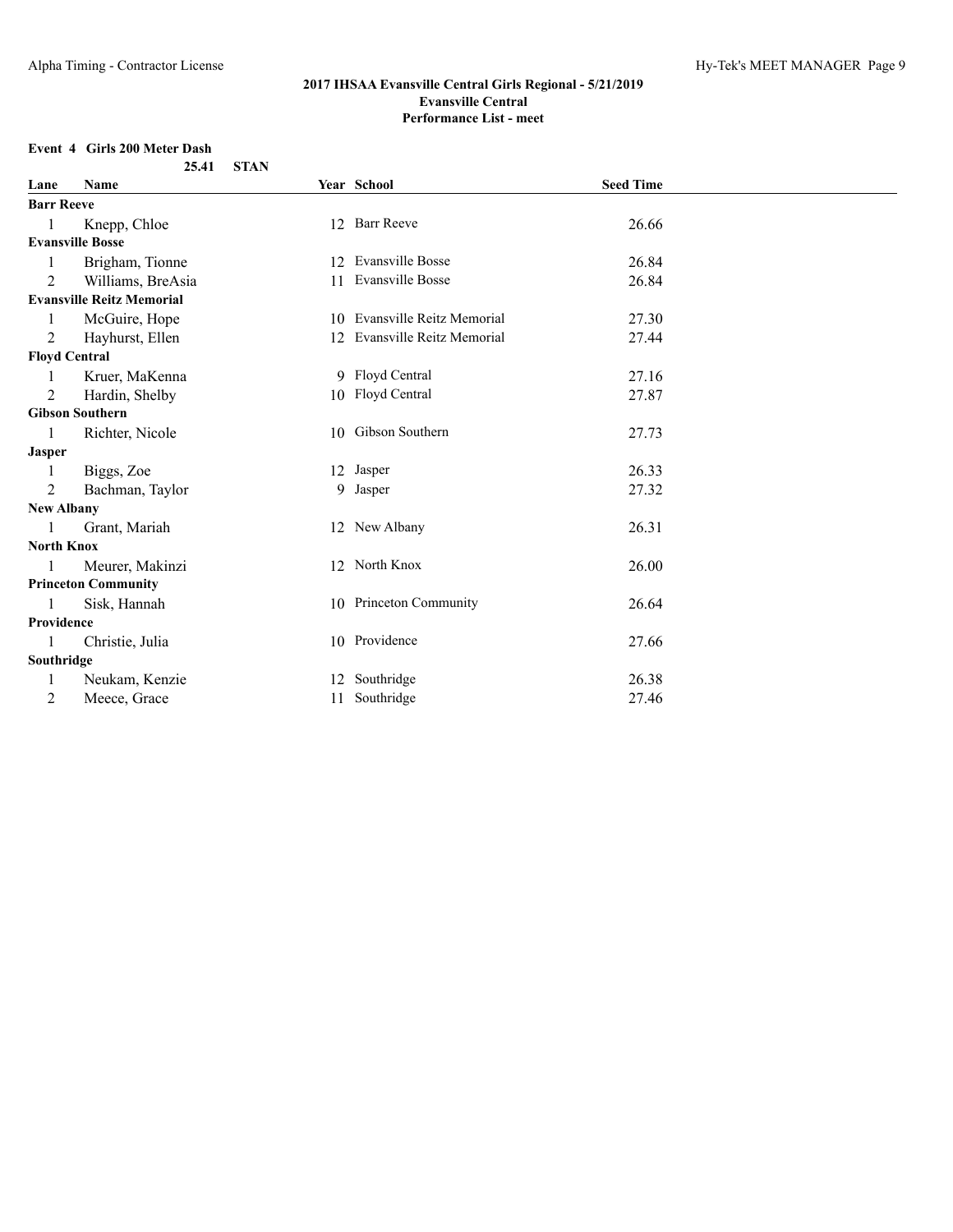**2017 IHSAA Evansville Central Girls Regional - 5/21/2019**
**Evansville Central**
**Performance List - meet**

**Event 4 Girls 200 Meter Dash**

**25.41 STAN**

| Lane | Name | Year | School | Seed Time |
|---|---|---|---|---|
| **Barr Reeve** | | | | |
| 1 | Knepp, Chloe | 12 | Barr Reeve | 26.66 |
| **Evansville Bosse** | | | | |
| 1 | Brigham, Tionne | 12 | Evansville Bosse | 26.84 |
| 2 | Williams, BreAsia | 11 | Evansville Bosse | 26.84 |
| **Evansville Reitz Memorial** | | | | |
| 1 | McGuire, Hope | 10 | Evansville Reitz Memorial | 27.30 |
| 2 | Hayhurst, Ellen | 12 | Evansville Reitz Memorial | 27.44 |
| **Floyd Central** | | | | |
| 1 | Kruer, MaKenna | 9 | Floyd Central | 27.16 |
| 2 | Hardin, Shelby | 10 | Floyd Central | 27.87 |
| **Gibson Southern** | | | | |
| 1 | Richter, Nicole | 10 | Gibson Southern | 27.73 |
| **Jasper** | | | | |
| 1 | Biggs, Zoe | 12 | Jasper | 26.33 |
| 2 | Bachman, Taylor | 9 | Jasper | 27.32 |
| **New Albany** | | | | |
| 1 | Grant, Mariah | 12 | New Albany | 26.31 |
| **North Knox** | | | | |
| 1 | Meurer, Makinzi | 12 | North Knox | 26.00 |
| **Princeton Community** | | | | |
| 1 | Sisk, Hannah | 10 | Princeton Community | 26.64 |
| **Providence** | | | | |
| 1 | Christie, Julia | 10 | Providence | 27.66 |
| **Southridge** | | | | |
| 1 | Neukam, Kenzie | 12 | Southridge | 26.38 |
| 2 | Meece, Grace | 11 | Southridge | 27.46 |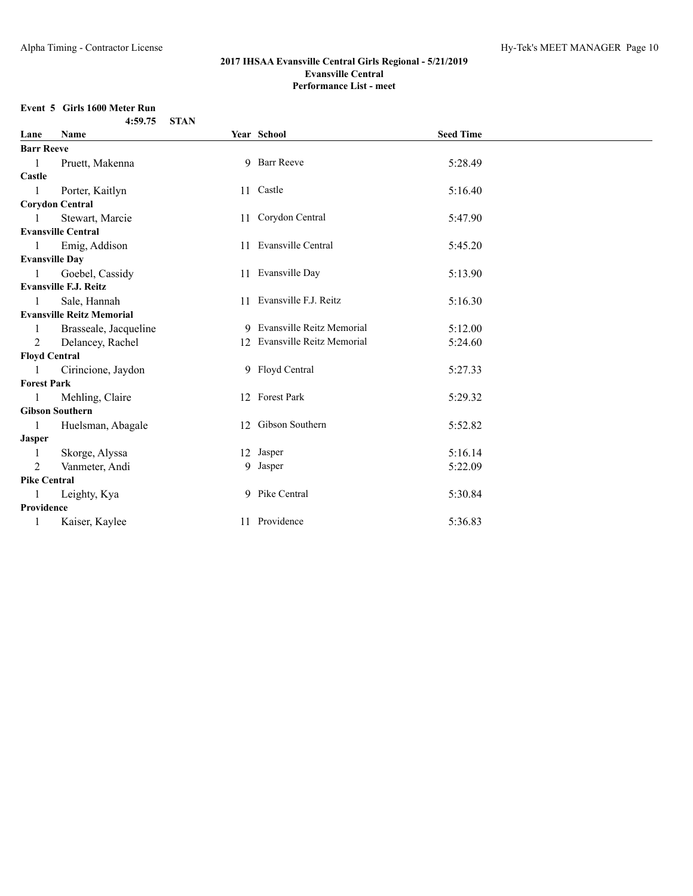## 2017 IHSAA Evansville Central Girls Regional - 5/21/2019
## Evansville Central
## Performance List - meet

**Event 5 Girls 1600 Meter Run**

**4:59.75 STAN**

| Lane | Name | Year | School | Seed Time |
|---|---|---|---|---|
| **Barr Reeve** | | | | |
| 1 | Pruett, Makenna | 9 | Barr Reeve | 5:28.49 |
| **Castle** | | | | |
| 1 | Porter, Kaitlyn | 11 | Castle | 5:16.40 |
| **Corydon Central** | | | | |
| 1 | Stewart, Marcie | 11 | Corydon Central | 5:47.90 |
| **Evansville Central** | | | | |
| 1 | Emig, Addison | 11 | Evansville Central | 5:45.20 |
| **Evansville Day** | | | | |
| 1 | Goebel, Cassidy | 11 | Evansville Day | 5:13.90 |
| **Evansville F.J. Reitz** | | | | |
| 1 | Sale, Hannah | 11 | Evansville F.J. Reitz | 5:16.30 |
| **Evansville Reitz Memorial** | | | | |
| 1 | Brasseale, Jacqueline | 9 | Evansville Reitz Memorial | 5:12.00 |
| 2 | Delancey, Rachel | 12 | Evansville Reitz Memorial | 5:24.60 |
| **Floyd Central** | | | | |
| 1 | Cirincione, Jaydon | 9 | Floyd Central | 5:27.33 |
| **Forest Park** | | | | |
| 1 | Mehling, Claire | 12 | Forest Park | 5:29.32 |
| **Gibson Southern** | | | | |
| 1 | Huelsman, Abagale | 12 | Gibson Southern | 5:52.82 |
| **Jasper** | | | | |
| 1 | Skorge, Alyssa | 12 | Jasper | 5:16.14 |
| 2 | Vanmeter, Andi | 9 | Jasper | 5:22.09 |
| **Pike Central** | | | | |
| 1 | Leighty, Kya | 9 | Pike Central | 5:30.84 |
| **Providence** | | | | |
| 1 | Kaiser, Kaylee | 11 | Providence | 5:36.83 |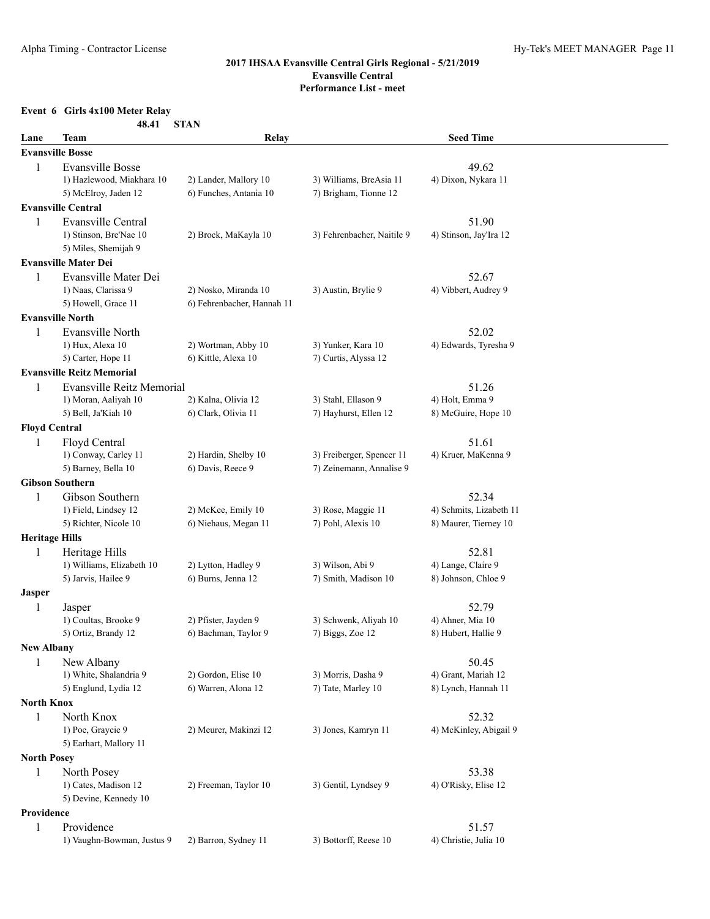### 2017 IHSAA Evansville Central Girls Regional - 5/21/2019
### Evansville Central
### Performance List - meet

**Event 6 Girls 4x100 Meter Relay**

48.41 STAN

| Lane | Team | Relay | | Seed Time |
|---|---|---|---|---|
| **Evansville Bosse** | | | | |
| 1 | Evansville Bosse | | | 49.62 |
| | 1) Hazlewood, Miakhara 10 | 2) Lander, Mallory 10 | 3) Williams, BreAsia 11 | 4) Dixon, Nykara 11 |
| | 5) McElroy, Jaden 12 | 6) Funches, Antania 10 | 7) Brigham, Tionne 12 | |
| **Evansville Central** | | | | |
| 1 | Evansville Central | | | 51.90 |
| | 1) Stinson, Bre'Nae 10 | 2) Brock, MaKayla 10 | 3) Fehrenbacher, Naitile 9 | 4) Stinson, Jay'Ira 12 |
| | 5) Miles, Shemijah 9 | | | |
| **Evansville Mater Dei** | | | | |
| 1 | Evansville Mater Dei | | | 52.67 |
| | 1) Naas, Clarissa 9 | 2) Nosko, Miranda 10 | 3) Austin, Brylie 9 | 4) Vibbert, Audrey 9 |
| | 5) Howell, Grace 11 | 6) Fehrenbacher, Hannah 11 | | |
| **Evansville North** | | | | |
| 1 | Evansville North | | | 52.02 |
| | 1) Hux, Alexa 10 | 2) Wortman, Abby 10 | 3) Yunker, Kara 10 | 4) Edwards, Tyresha 9 |
| | 5) Carter, Hope 11 | 6) Kittle, Alexa 10 | 7) Curtis, Alyssa 12 | |
| **Evansville Reitz Memorial** | | | | |
| 1 | Evansville Reitz Memorial | | | 51.26 |
| | 1) Moran, Aaliyah 10 | 2) Kalna, Olivia 12 | 3) Stahl, Ellason 9 | 4) Holt, Emma 9 |
| | 5) Bell, Ja'Kiah 10 | 6) Clark, Olivia 11 | 7) Hayhurst, Ellen 12 | 8) McGuire, Hope 10 |
| **Floyd Central** | | | | |
| 1 | Floyd Central | | | 51.61 |
| | 1) Conway, Carley 11 | 2) Hardin, Shelby 10 | 3) Freiberger, Spencer 11 | 4) Kruer, MaKenna 9 |
| | 5) Barney, Bella 10 | 6) Davis, Reece 9 | 7) Zeinemann, Annalise 9 | |
| **Gibson Southern** | | | | |
| 1 | Gibson Southern | | | 52.34 |
| | 1) Field, Lindsey 12 | 2) McKee, Emily 10 | 3) Rose, Maggie 11 | 4) Schmits, Lizabeth 11 |
| | 5) Richter, Nicole 10 | 6) Niehaus, Megan 11 | 7) Pohl, Alexis 10 | 8) Maurer, Tierney 10 |
| **Heritage Hills** | | | | |
| 1 | Heritage Hills | | | 52.81 |
| | 1) Williams, Elizabeth 10 | 2) Lytton, Hadley 9 | 3) Wilson, Abi 9 | 4) Lange, Claire 9 |
| | 5) Jarvis, Hailee 9 | 6) Burns, Jenna 12 | 7) Smith, Madison 10 | 8) Johnson, Chloe 9 |
| **Jasper** | | | | |
| 1 | Jasper | | | 52.79 |
| | 1) Coultas, Brooke 9 | 2) Pfister, Jayden 9 | 3) Schwenk, Aliyah 10 | 4) Ahner, Mia 10 |
| | 5) Ortiz, Brandy 12 | 6) Bachman, Taylor 9 | 7) Biggs, Zoe 12 | 8) Hubert, Hallie 9 |
| **New Albany** | | | | |
| 1 | New Albany | | | 50.45 |
| | 1) White, Shalandria 9 | 2) Gordon, Elise 10 | 3) Morris, Dasha 9 | 4) Grant, Mariah 12 |
| | 5) Englund, Lydia 12 | 6) Warren, Alona 12 | 7) Tate, Marley 10 | 8) Lynch, Hannah 11 |
| **North Knox** | | | | |
| 1 | North Knox | | | 52.32 |
| | 1) Poe, Graycie 9 | 2) Meurer, Makinzi 12 | 3) Jones, Kamryn 11 | 4) McKinley, Abigail 9 |
| | 5) Earhart, Mallory 11 | | | |
| **North Posey** | | | | |
| 1 | North Posey | | | 53.38 |
| | 1) Cates, Madison 12 | 2) Freeman, Taylor 10 | 3) Gentil, Lyndsey 9 | 4) O'Risky, Elise 12 |
| | 5) Devine, Kennedy 10 | | | |
| **Providence** | | | | |
| 1 | Providence | | | 51.57 |
| | 1) Vaughn-Bowman, Justus 9 | 2) Barron, Sydney 11 | 3) Bottorff, Reese 10 | 4) Christie, Julia 10 |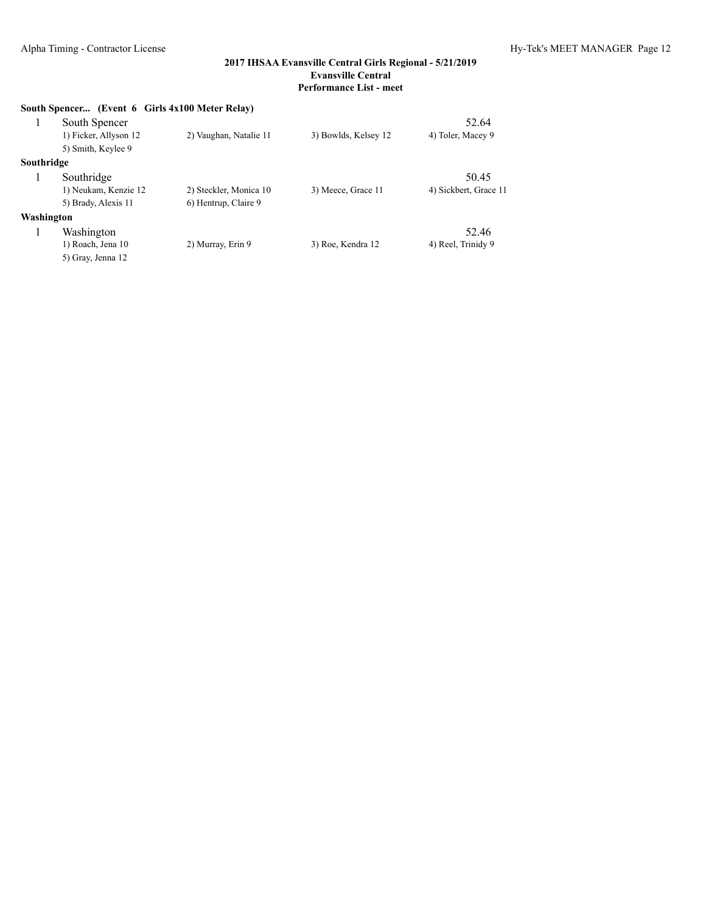## 2017 IHSAA Evansville Central Girls Regional - 5/21/2019
### Evansville Central
### Performance List - meet

**South Spencer... (Event 6 Girls 4x100 Meter Relay)**

| | | | | |
|---|---|---|---|---|
| 1 | South Spencer | | | 52.64 |
| | 1) Ficker, Allyson 12 | 2) Vaughan, Natalie 11 | 3) Bowlds, Kelsey 12 | 4) Toler, Macey 9 |
| | 5) Smith, Keylee 9 | | | |

**Southridge**

| | | | | |
|---|---|---|---|---|
| 1 | Southridge | | | 50.45 |
| | 1) Neukam, Kenzie 12 | 2) Steckler, Monica 10 | 3) Meece, Grace 11 | 4) Sickbert, Grace 11 |
| | 5) Brady, Alexis 11 | 6) Hentrup, Claire 9 | | |

**Washington**

| | | | | |
|---|---|---|---|---|
| 1 | Washington | | | 52.46 |
| | 1) Roach, Jena 10 | 2) Murray, Erin 9 | 3) Roe, Kendra 12 | 4) Reel, Trinidy 9 |
| | 5) Gray, Jenna 12 | | | |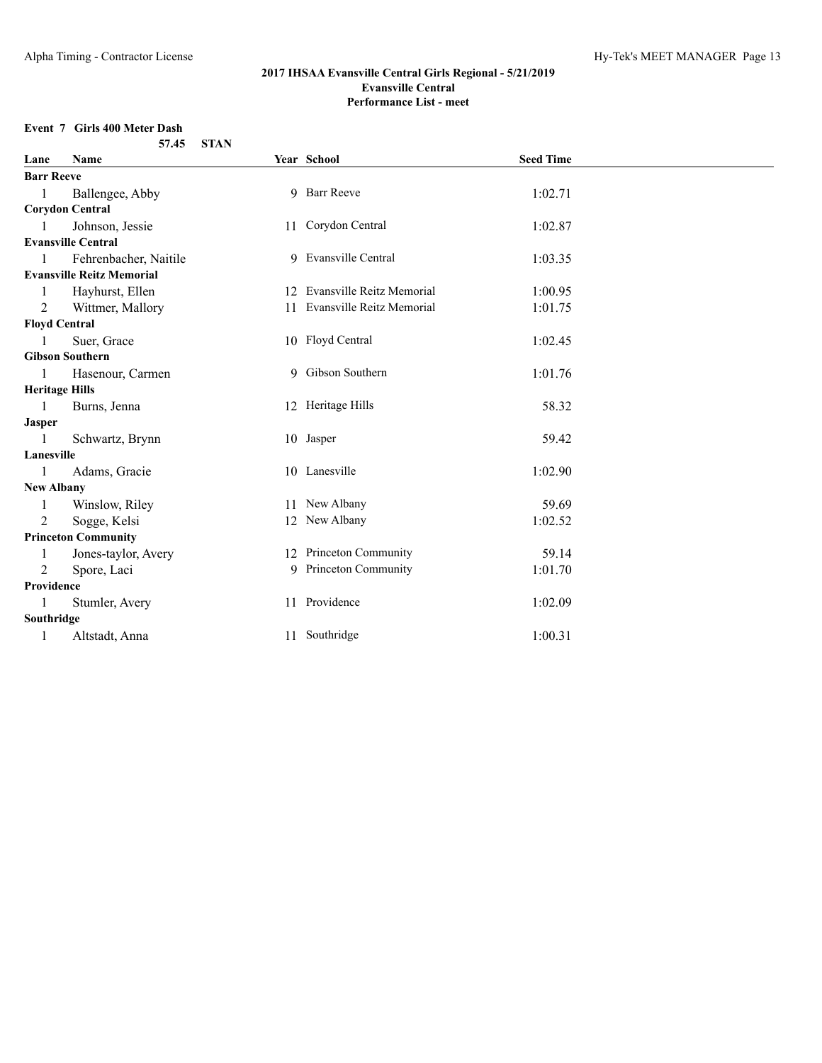## 2017 IHSAA Evansville Central Girls Regional - 5/21/2019
### Evansville Central
### Performance List - meet

**Event 7 Girls 400 Meter Dash**

**57.45 STAN**

| Lane | Name | Year | School | Seed Time |
|---|---|---|---|---|
| **Barr Reeve** | | | | |
| 1 | Ballengee, Abby | 9 | Barr Reeve | 1:02.71 |
| **Corydon Central** | | | | |
| 1 | Johnson, Jessie | 11 | Corydon Central | 1:02.87 |
| **Evansville Central** | | | | |
| 1 | Fehrenbacher, Naitile | 9 | Evansville Central | 1:03.35 |
| **Evansville Reitz Memorial** | | | | |
| 1 | Hayhurst, Ellen | 12 | Evansville Reitz Memorial | 1:00.95 |
| 2 | Wittmer, Mallory | 11 | Evansville Reitz Memorial | 1:01.75 |
| **Floyd Central** | | | | |
| 1 | Suer, Grace | 10 | Floyd Central | 1:02.45 |
| **Gibson Southern** | | | | |
| 1 | Hasenour, Carmen | 9 | Gibson Southern | 1:01.76 |
| **Heritage Hills** | | | | |
| 1 | Burns, Jenna | 12 | Heritage Hills | 58.32 |
| **Jasper** | | | | |
| 1 | Schwartz, Brynn | 10 | Jasper | 59.42 |
| **Lanesville** | | | | |
| 1 | Adams, Gracie | 10 | Lanesville | 1:02.90 |
| **New Albany** | | | | |
| 1 | Winslow, Riley | 11 | New Albany | 59.69 |
| 2 | Sogge, Kelsi | 12 | New Albany | 1:02.52 |
| **Princeton Community** | | | | |
| 1 | Jones-taylor, Avery | 12 | Princeton Community | 59.14 |
| 2 | Spore, Laci | 9 | Princeton Community | 1:01.70 |
| **Providence** | | | | |
| 1 | Stumler, Avery | 11 | Providence | 1:02.09 |
| **Southridge** | | | | |
| 1 | Altstadt, Anna | 11 | Southridge | 1:00.31 |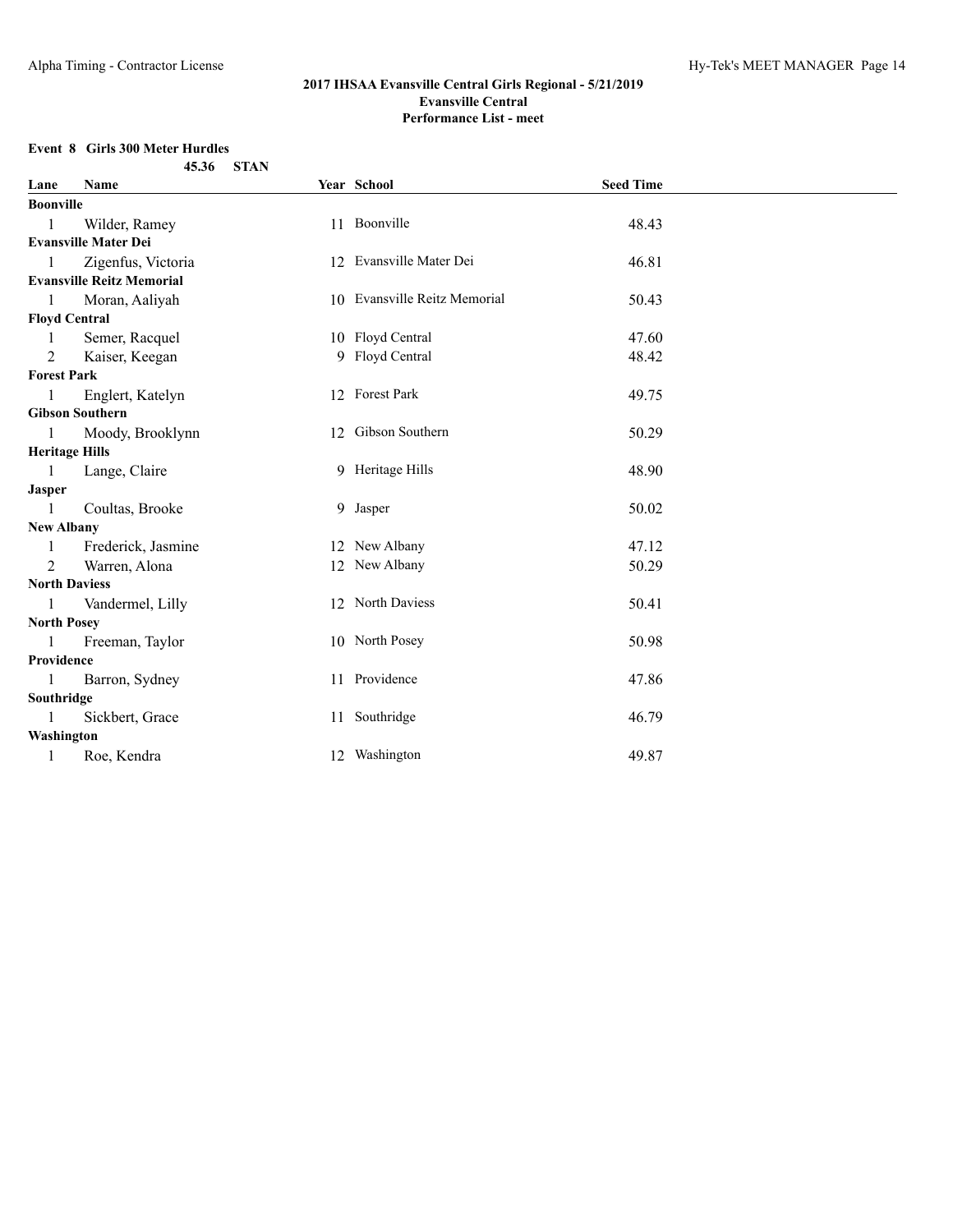**2017 IHSAA Evansville Central Girls Regional - 5/21/2019**
**Evansville Central**
**Performance List - meet**

### Event 8 Girls 300 Meter Hurdles

45.36 STAN

| Lane | Name | Year | School | Seed Time |
|---|---|---|---|---|
| **Boonville** | | | | |
| 1 | Wilder, Ramey | 11 | Boonville | 48.43 |
| **Evansville Mater Dei** | | | | |
| 1 | Zigenfus, Victoria | 12 | Evansville Mater Dei | 46.81 |
| **Evansville Reitz Memorial** | | | | |
| 1 | Moran, Aaliyah | 10 | Evansville Reitz Memorial | 50.43 |
| **Floyd Central** | | | | |
| 1 | Semer, Racquel | 10 | Floyd Central | 47.60 |
| 2 | Kaiser, Keegan | 9 | Floyd Central | 48.42 |
| **Forest Park** | | | | |
| 1 | Englert, Katelyn | 12 | Forest Park | 49.75 |
| **Gibson Southern** | | | | |
| 1 | Moody, Brooklynn | 12 | Gibson Southern | 50.29 |
| **Heritage Hills** | | | | |
| 1 | Lange, Claire | 9 | Heritage Hills | 48.90 |
| **Jasper** | | | | |
| 1 | Coultas, Brooke | 9 | Jasper | 50.02 |
| **New Albany** | | | | |
| 1 | Frederick, Jasmine | 12 | New Albany | 47.12 |
| 2 | Warren, Alona | 12 | New Albany | 50.29 |
| **North Daviess** | | | | |
| 1 | Vandermel, Lilly | 12 | North Daviess | 50.41 |
| **North Posey** | | | | |
| 1 | Freeman, Taylor | 10 | North Posey | 50.98 |
| **Providence** | | | | |
| 1 | Barron, Sydney | 11 | Providence | 47.86 |
| **Southridge** | | | | |
| 1 | Sickbert, Grace | 11 | Southridge | 46.79 |
| **Washington** | | | | |
| 1 | Roe, Kendra | 12 | Washington | 49.87 |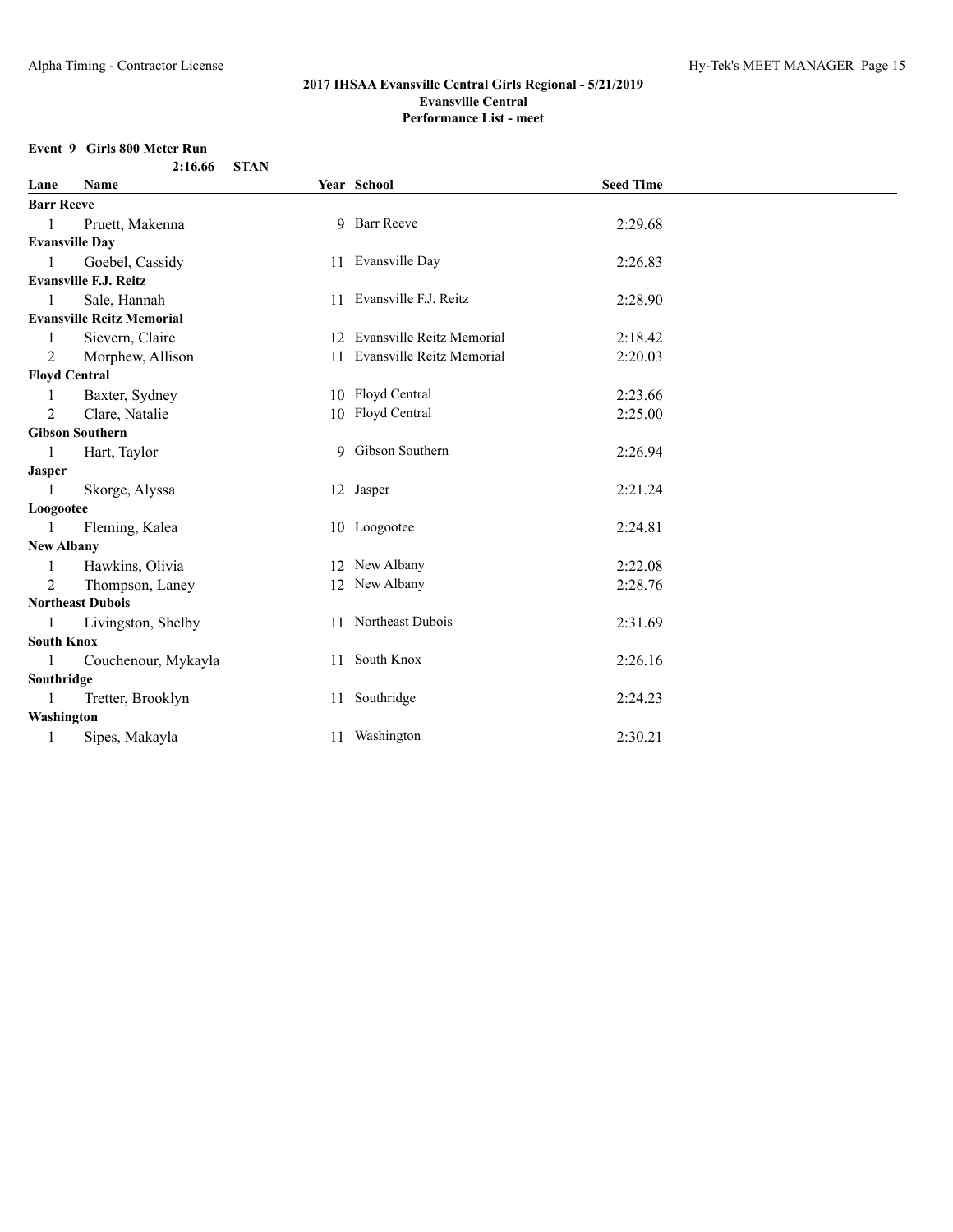## 2017 IHSAA Evansville Central Girls Regional - 5/21/2019
## Evansville Central
## Performance List - meet

### Event 9 Girls 800 Meter Run

**2:16.66 STAN**

| Lane | Name | Year | School | Seed Time |
|---|---|---|---|---|
| **Barr Reeve** | | | | |
| 1 | Pruett, Makenna | 9 | Barr Reeve | 2:29.68 |
| **Evansville Day** | | | | |
| 1 | Goebel, Cassidy | 11 | Evansville Day | 2:26.83 |
| **Evansville F.J. Reitz** | | | | |
| 1 | Sale, Hannah | 11 | Evansville F.J. Reitz | 2:28.90 |
| **Evansville Reitz Memorial** | | | | |
| 1 | Sievern, Claire | 12 | Evansville Reitz Memorial | 2:18.42 |
| 2 | Morphew, Allison | 11 | Evansville Reitz Memorial | 2:20.03 |
| **Floyd Central** | | | | |
| 1 | Baxter, Sydney | 10 | Floyd Central | 2:23.66 |
| 2 | Clare, Natalie | 10 | Floyd Central | 2:25.00 |
| **Gibson Southern** | | | | |
| 1 | Hart, Taylor | 9 | Gibson Southern | 2:26.94 |
| **Jasper** | | | | |
| 1 | Skorge, Alyssa | 12 | Jasper | 2:21.24 |
| **Loogootee** | | | | |
| 1 | Fleming, Kalea | 10 | Loogootee | 2:24.81 |
| **New Albany** | | | | |
| 1 | Hawkins, Olivia | 12 | New Albany | 2:22.08 |
| 2 | Thompson, Laney | 12 | New Albany | 2:28.76 |
| **Northeast Dubois** | | | | |
| 1 | Livingston, Shelby | 11 | Northeast Dubois | 2:31.69 |
| **South Knox** | | | | |
| 1 | Couchenour, Mykayla | 11 | South Knox | 2:26.16 |
| **Southridge** | | | | |
| 1 | Tretter, Brooklyn | 11 | Southridge | 2:24.23 |
| **Washington** | | | | |
| 1 | Sipes, Makayla | 11 | Washington | 2:30.21 |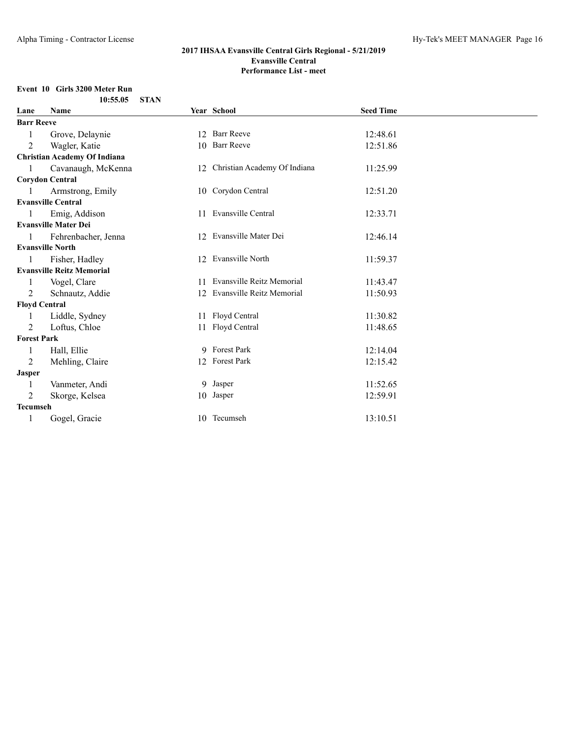## 2017 IHSAA Evansville Central Girls Regional - 5/21/2019

**Evansville Central**

**Performance List - meet**

### Event 10 Girls 3200 Meter Run

**10:55.05 STAN**

| Lane | Name | Year | School | Seed Time |
|---|---|---|---|---|
| **Barr Reeve** | | | | |
| 1 | Grove, Delaynie | 12 | Barr Reeve | 12:48.61 |
| 2 | Wagler, Katie | 10 | Barr Reeve | 12:51.86 |
| **Christian Academy Of Indiana** | | | | |
| 1 | Cavanaugh, McKenna | 12 | Christian Academy Of Indiana | 11:25.99 |
| **Corydon Central** | | | | |
| 1 | Armstrong, Emily | 10 | Corydon Central | 12:51.20 |
| **Evansville Central** | | | | |
| 1 | Emig, Addison | 11 | Evansville Central | 12:33.71 |
| **Evansville Mater Dei** | | | | |
| 1 | Fehrenbacher, Jenna | 12 | Evansville Mater Dei | 12:46.14 |
| **Evansville North** | | | | |
| 1 | Fisher, Hadley | 12 | Evansville North | 11:59.37 |
| **Evansville Reitz Memorial** | | | | |
| 1 | Vogel, Clare | 11 | Evansville Reitz Memorial | 11:43.47 |
| 2 | Schnautz, Addie | 12 | Evansville Reitz Memorial | 11:50.93 |
| **Floyd Central** | | | | |
| 1 | Liddle, Sydney | 11 | Floyd Central | 11:30.82 |
| 2 | Loftus, Chloe | 11 | Floyd Central | 11:48.65 |
| **Forest Park** | | | | |
| 1 | Hall, Ellie | 9 | Forest Park | 12:14.04 |
| 2 | Mehling, Claire | 12 | Forest Park | 12:15.42 |
| **Jasper** | | | | |
| 1 | Vanmeter, Andi | 9 | Jasper | 11:52.65 |
| 2 | Skorge, Kelsea | 10 | Jasper | 12:59.91 |
| **Tecumseh** | | | | |
| 1 | Gogel, Gracie | 10 | Tecumseh | 13:10.51 |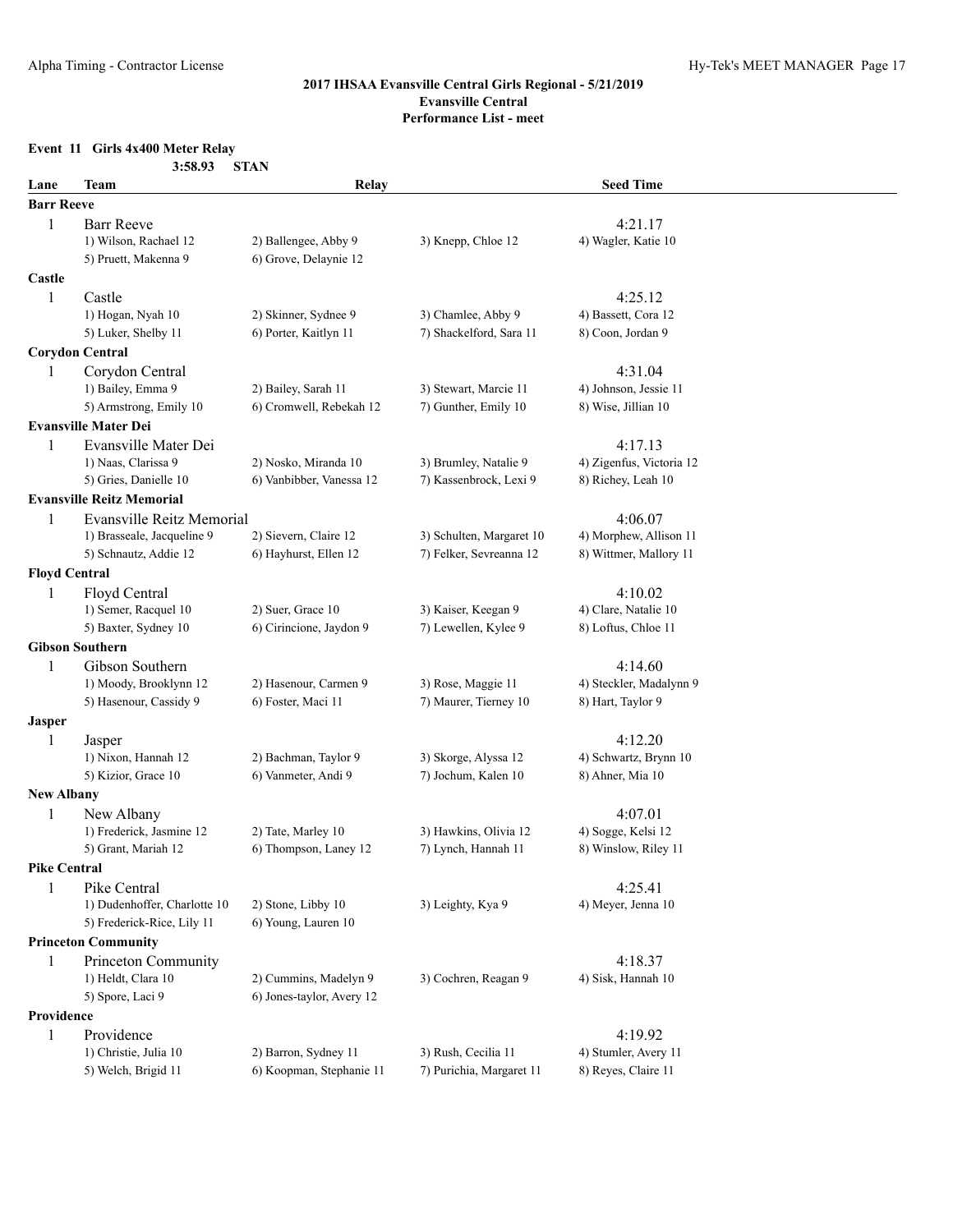## 2017 IHSAA Evansville Central Girls Regional - 5/21/2019
### Evansville Central
### Performance List - meet

**Event 11 Girls 4x400 Meter Relay**

3:58.93 STAN

| Lane | Team | Relay | | Seed Time |
|---|---|---|---|---|
| **Barr Reeve** | | | | |
| 1 | Barr Reeve | | | 4:21.17 |
| | 1) Wilson, Rachael 12 | 2) Ballengee, Abby 9 | 3) Knepp, Chloe 12 | 4) Wagler, Katie 10 |
| | 5) Pruett, Makenna 9 | 6) Grove, Delaynie 12 | | |
| **Castle** | | | | |
| 1 | Castle | | | 4:25.12 |
| | 1) Hogan, Nyah 10 | 2) Skinner, Sydnee 9 | 3) Chamlee, Abby 9 | 4) Bassett, Cora 12 |
| | 5) Luker, Shelby 11 | 6) Porter, Kaitlyn 11 | 7) Shackelford, Sara 11 | 8) Coon, Jordan 9 |
| **Corydon Central** | | | | |
| 1 | Corydon Central | | | 4:31.04 |
| | 1) Bailey, Emma 9 | 2) Bailey, Sarah 11 | 3) Stewart, Marcie 11 | 4) Johnson, Jessie 11 |
| | 5) Armstrong, Emily 10 | 6) Cromwell, Rebekah 12 | 7) Gunther, Emily 10 | 8) Wise, Jillian 10 |
| **Evansville Mater Dei** | | | | |
| 1 | Evansville Mater Dei | | | 4:17.13 |
| | 1) Naas, Clarissa 9 | 2) Nosko, Miranda 10 | 3) Brumley, Natalie 9 | 4) Zigenfus, Victoria 12 |
| | 5) Gries, Danielle 10 | 6) Vanbibber, Vanessa 12 | 7) Kassenbrock, Lexi 9 | 8) Richey, Leah 10 |
| **Evansville Reitz Memorial** | | | | |
| 1 | Evansville Reitz Memorial | | | 4:06.07 |
| | 1) Brasseale, Jacqueline 9 | 2) Sievern, Claire 12 | 3) Schulten, Margaret 10 | 4) Morphew, Allison 11 |
| | 5) Schnautz, Addie 12 | 6) Hayhurst, Ellen 12 | 7) Felker, Sevreanna 12 | 8) Wittmer, Mallory 11 |
| **Floyd Central** | | | | |
| 1 | Floyd Central | | | 4:10.02 |
| | 1) Semer, Racquel 10 | 2) Suer, Grace 10 | 3) Kaiser, Keegan 9 | 4) Clare, Natalie 10 |
| | 5) Baxter, Sydney 10 | 6) Cirincione, Jaydon 9 | 7) Lewellen, Kylee 9 | 8) Loftus, Chloe 11 |
| **Gibson Southern** | | | | |
| 1 | Gibson Southern | | | 4:14.60 |
| | 1) Moody, Brooklynn 12 | 2) Hasenour, Carmen 9 | 3) Rose, Maggie 11 | 4) Steckler, Madalynn 9 |
| | 5) Hasenour, Cassidy 9 | 6) Foster, Maci 11 | 7) Maurer, Tierney 10 | 8) Hart, Taylor 9 |
| **Jasper** | | | | |
| 1 | Jasper | | | 4:12.20 |
| | 1) Nixon, Hannah 12 | 2) Bachman, Taylor 9 | 3) Skorge, Alyssa 12 | 4) Schwartz, Brynn 10 |
| | 5) Kizior, Grace 10 | 6) Vanmeter, Andi 9 | 7) Jochum, Kalen 10 | 8) Ahner, Mia 10 |
| **New Albany** | | | | |
| 1 | New Albany | | | 4:07.01 |
| | 1) Frederick, Jasmine 12 | 2) Tate, Marley 10 | 3) Hawkins, Olivia 12 | 4) Sogge, Kelsi 12 |
| | 5) Grant, Mariah 12 | 6) Thompson, Laney 12 | 7) Lynch, Hannah 11 | 8) Winslow, Riley 11 |
| **Pike Central** | | | | |
| 1 | Pike Central | | | 4:25.41 |
| | 1) Dudenhoffer, Charlotte 10 | 2) Stone, Libby 10 | 3) Leighty, Kya 9 | 4) Meyer, Jenna 10 |
| | 5) Frederick-Rice, Lily 11 | 6) Young, Lauren 10 | | |
| **Princeton Community** | | | | |
| 1 | Princeton Community | | | 4:18.37 |
| | 1) Heldt, Clara 10 | 2) Cummins, Madelyn 9 | 3) Cochren, Reagan 9 | 4) Sisk, Hannah 10 |
| | 5) Spore, Laci 9 | 6) Jones-taylor, Avery 12 | | |
| **Providence** | | | | |
| 1 | Providence | | | 4:19.92 |
| | 1) Christie, Julia 10 | 2) Barron, Sydney 11 | 3) Rush, Cecilia 11 | 4) Stumler, Avery 11 |
| | 5) Welch, Brigid 11 | 6) Koopman, Stephanie 11 | 7) Purichia, Margaret 11 | 8) Reyes, Claire 11 |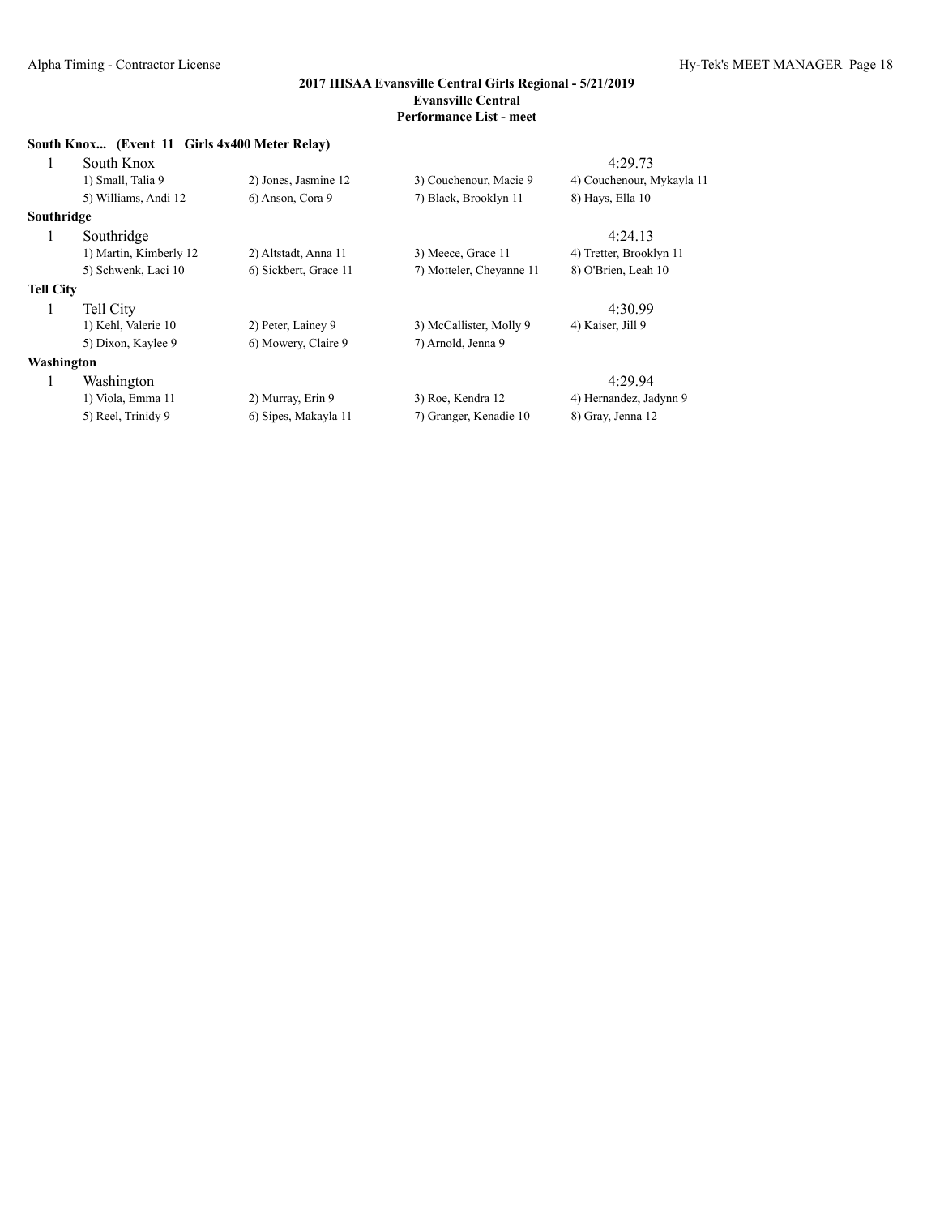**2017 IHSAA Evansville Central Girls Regional - 5/21/2019**
**Evansville Central**
**Performance List - meet**

**South Knox... (Event 11 Girls 4x400 Meter Relay)**

1 South Knox — 4:29.73

| | | | |
|---|---|---|---|
| 1) Small, Talia 9 | 2) Jones, Jasmine 12 | 3) Couchenour, Macie 9 | 4) Couchenour, Mykayla 11 |
| 5) Williams, Andi 12 | 6) Anson, Cora 9 | 7) Black, Brooklyn 11 | 8) Hays, Ella 10 |

**Southridge**

1 Southridge — 4:24.13

| | | | |
|---|---|---|---|
| 1) Martin, Kimberly 12 | 2) Altstadt, Anna 11 | 3) Meece, Grace 11 | 4) Tretter, Brooklyn 11 |
| 5) Schwenk, Laci 10 | 6) Sickbert, Grace 11 | 7) Motteler, Cheyanne 11 | 8) O'Brien, Leah 10 |

**Tell City**

1 Tell City — 4:30.99

| | | | |
|---|---|---|---|
| 1) Kehl, Valerie 10 | 2) Peter, Lainey 9 | 3) McCallister, Molly 9 | 4) Kaiser, Jill 9 |
| 5) Dixon, Kaylee 9 | 6) Mowery, Claire 9 | 7) Arnold, Jenna 9 | |

**Washington**

1 Washington — 4:29.94

| | | | |
|---|---|---|---|
| 1) Viola, Emma 11 | 2) Murray, Erin 9 | 3) Roe, Kendra 12 | 4) Hernandez, Jadynn 9 |
| 5) Reel, Trinidy 9 | 6) Sipes, Makayla 11 | 7) Granger, Kenadie 10 | 8) Gray, Jenna 12 |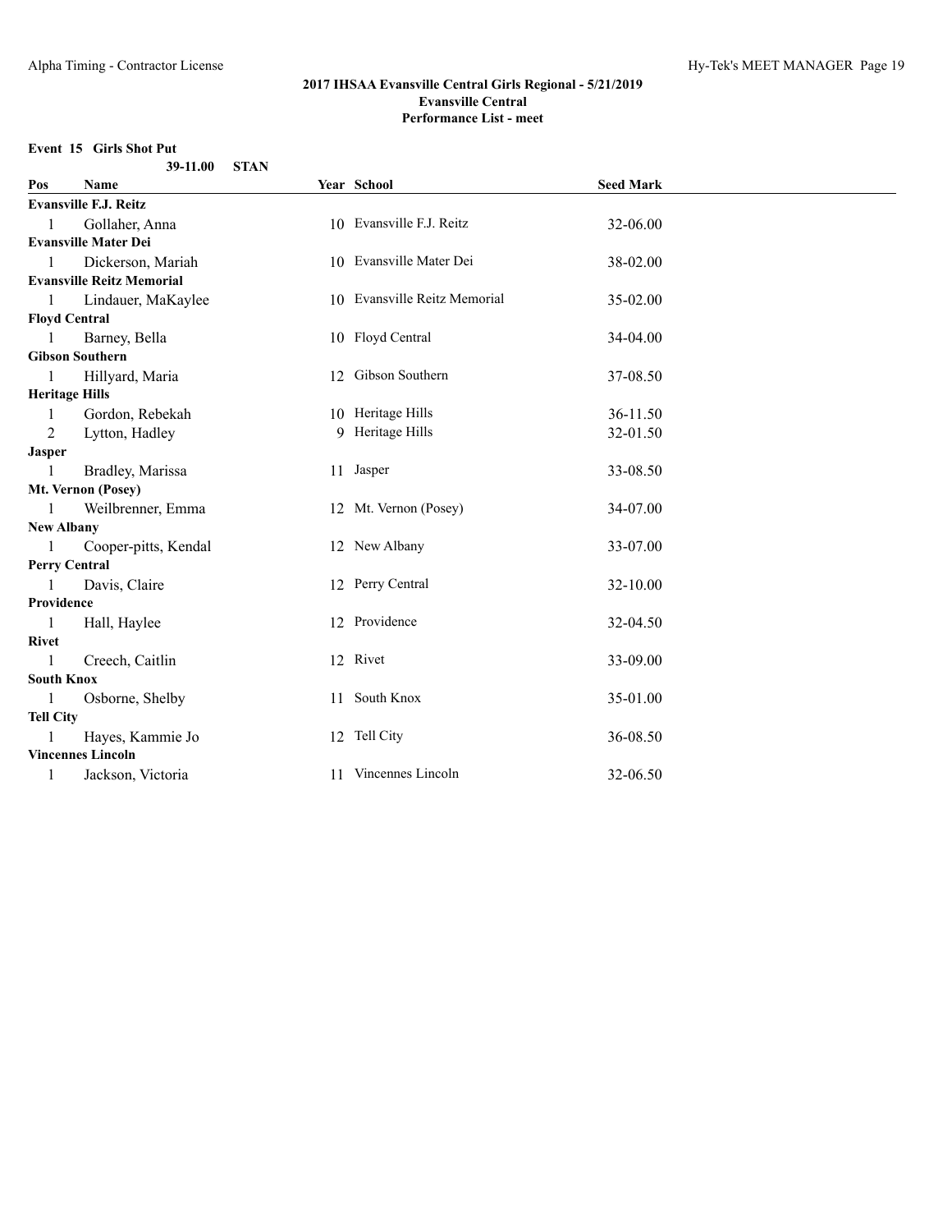**2017 IHSAA Evansville Central Girls Regional - 5/21/2019**
**Evansville Central**
**Performance List - meet**

**Event 15 Girls Shot Put**

**39-11.00 STAN**

| Pos | Name | Year | School | Seed Mark |
|---|---|---|---|---|
| **Evansville F.J. Reitz** | | | | |
| 1 | Gollaher, Anna | 10 | Evansville F.J. Reitz | 32-06.00 |
| **Evansville Mater Dei** | | | | |
| 1 | Dickerson, Mariah | 10 | Evansville Mater Dei | 38-02.00 |
| **Evansville Reitz Memorial** | | | | |
| 1 | Lindauer, MaKaylee | 10 | Evansville Reitz Memorial | 35-02.00 |
| **Floyd Central** | | | | |
| 1 | Barney, Bella | 10 | Floyd Central | 34-04.00 |
| **Gibson Southern** | | | | |
| 1 | Hillyard, Maria | 12 | Gibson Southern | 37-08.50 |
| **Heritage Hills** | | | | |
| 1 | Gordon, Rebekah | 10 | Heritage Hills | 36-11.50 |
| 2 | Lytton, Hadley | 9 | Heritage Hills | 32-01.50 |
| **Jasper** | | | | |
| 1 | Bradley, Marissa | 11 | Jasper | 33-08.50 |
| **Mt. Vernon (Posey)** | | | | |
| 1 | Weilbrenner, Emma | 12 | Mt. Vernon (Posey) | 34-07.00 |
| **New Albany** | | | | |
| 1 | Cooper-pitts, Kendal | 12 | New Albany | 33-07.00 |
| **Perry Central** | | | | |
| 1 | Davis, Claire | 12 | Perry Central | 32-10.00 |
| **Providence** | | | | |
| 1 | Hall, Haylee | 12 | Providence | 32-04.50 |
| **Rivet** | | | | |
| 1 | Creech, Caitlin | 12 | Rivet | 33-09.00 |
| **South Knox** | | | | |
| 1 | Osborne, Shelby | 11 | South Knox | 35-01.00 |
| **Tell City** | | | | |
| 1 | Hayes, Kammie Jo | 12 | Tell City | 36-08.50 |
| **Vincennes Lincoln** | | | | |
| 1 | Jackson, Victoria | 11 | Vincennes Lincoln | 32-06.50 |